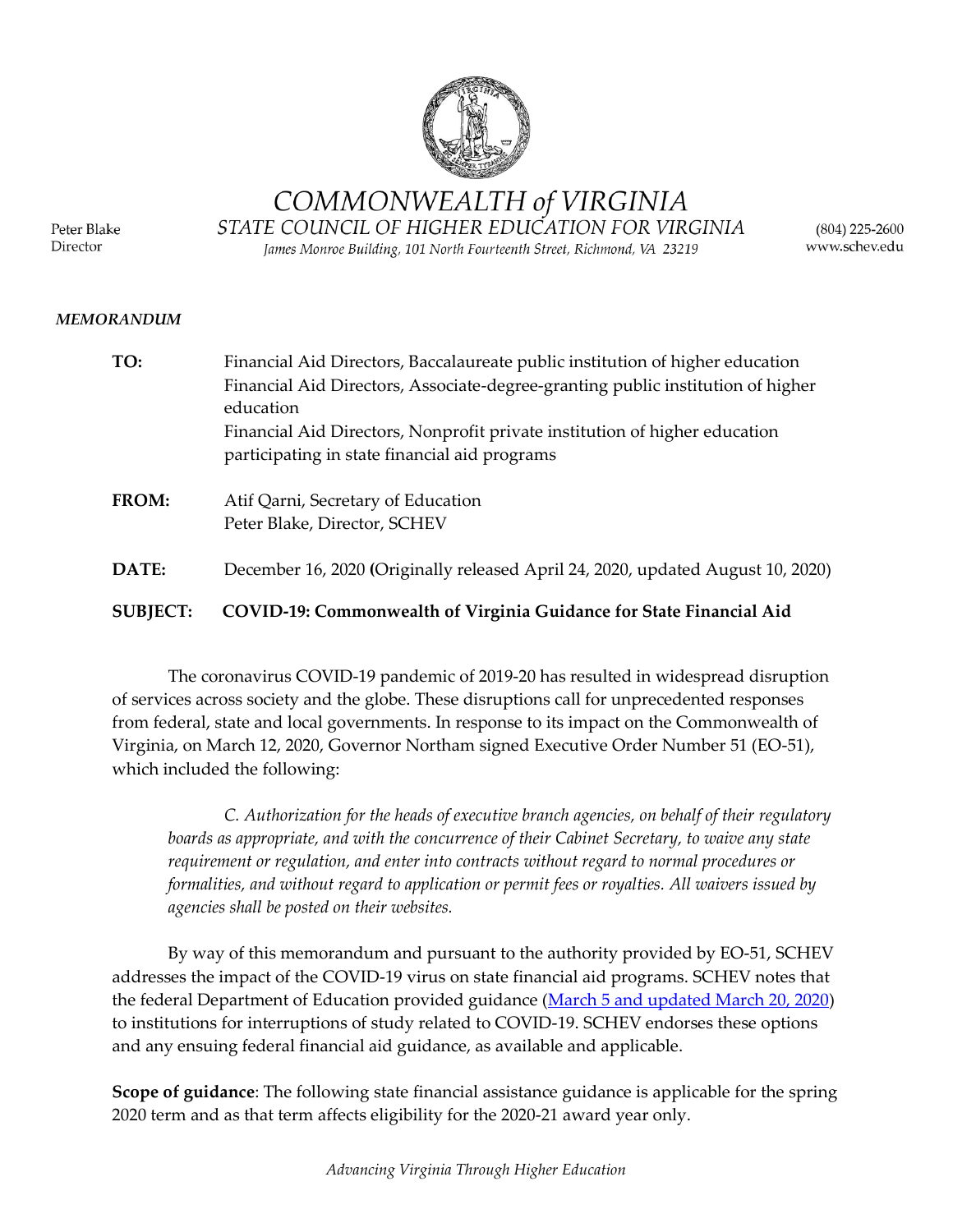# COMMONWEALTH of VIRGINIA

*STATE COUNCIL OF HIGHER EDUCATION FOR VIRGINIA*

*James Monroe Building, 101 North Fourteenth Street, Richmond, VA 23219*

Peter Blake
Director

(804) 225-2600
www.schev.edu

***MEMORANDUM***

**TO:** Financial Aid Directors, Baccalaureate public institution of higher education
Financial Aid Directors, Associate-degree-granting public institution of higher education
Financial Aid Directors, Nonprofit private institution of higher education participating in state financial aid programs

**FROM:** Atif Qarni, Secretary of Education
Peter Blake, Director, SCHEV

**DATE:** December 16, 2020 **(**Originally released April 24, 2020, updated August 10, 2020)

**SUBJECT: COVID-19: Commonwealth of Virginia Guidance for State Financial Aid**

The coronavirus COVID-19 pandemic of 2019-20 has resulted in widespread disruption of services across society and the globe. These disruptions call for unprecedented responses from federal, state and local governments. In response to its impact on the Commonwealth of Virginia, on March 12, 2020, Governor Northam signed Executive Order Number 51 (EO-51), which included the following:

> *C. Authorization for the heads of executive branch agencies, on behalf of their regulatory boards as appropriate, and with the concurrence of their Cabinet Secretary, to waive any state requirement or regulation, and enter into contracts without regard to normal procedures or formalities, and without regard to application or permit fees or royalties. All waivers issued by agencies shall be posted on their websites.*

By way of this memorandum and pursuant to the authority provided by EO-51, SCHEV addresses the impact of the COVID-19 virus on state financial aid programs. SCHEV notes that the federal Department of Education provided guidance (March 5 and updated March 20, 2020) to institutions for interruptions of study related to COVID-19. SCHEV endorses these options and any ensuing federal financial aid guidance, as available and applicable.

**Scope of guidance**: The following state financial assistance guidance is applicable for the spring 2020 term and as that term affects eligibility for the 2020-21 award year only.

*Advancing Virginia Through Higher Education*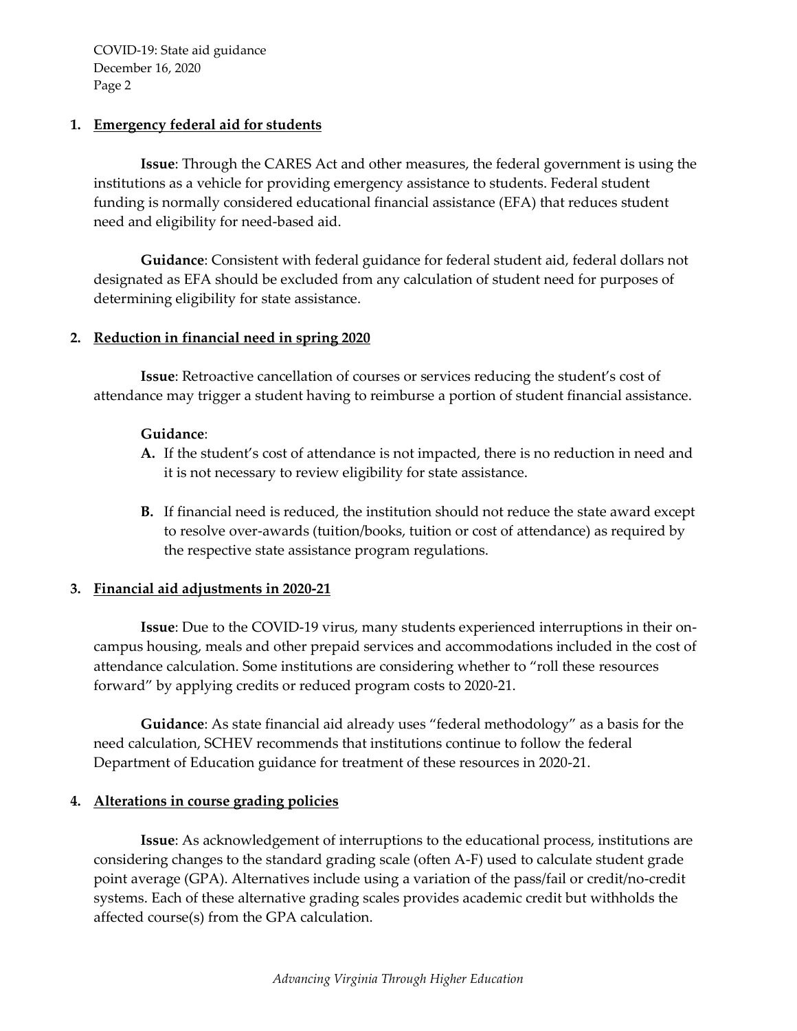## 1. Emergency federal aid for students

**Issue**: Through the CARES Act and other measures, the federal government is using the institutions as a vehicle for providing emergency assistance to students. Federal student funding is normally considered educational financial assistance (EFA) that reduces student need and eligibility for need-based aid.

**Guidance**: Consistent with federal guidance for federal student aid, federal dollars not designated as EFA should be excluded from any calculation of student need for purposes of determining eligibility for state assistance.

## 2. Reduction in financial need in spring 2020

**Issue**: Retroactive cancellation of courses or services reducing the student's cost of attendance may trigger a student having to reimburse a portion of student financial assistance.

**Guidance**:

**A.** If the student's cost of attendance is not impacted, there is no reduction in need and it is not necessary to review eligibility for state assistance.

**B.** If financial need is reduced, the institution should not reduce the state award except to resolve over-awards (tuition/books, tuition or cost of attendance) as required by the respective state assistance program regulations.

## 3. Financial aid adjustments in 2020-21

**Issue**: Due to the COVID-19 virus, many students experienced interruptions in their on-campus housing, meals and other prepaid services and accommodations included in the cost of attendance calculation. Some institutions are considering whether to "roll these resources forward" by applying credits or reduced program costs to 2020-21.

**Guidance**: As state financial aid already uses "federal methodology" as a basis for the need calculation, SCHEV recommends that institutions continue to follow the federal Department of Education guidance for treatment of these resources in 2020-21.

## 4. Alterations in course grading policies

**Issue**: As acknowledgement of interruptions to the educational process, institutions are considering changes to the standard grading scale (often A-F) used to calculate student grade point average (GPA). Alternatives include using a variation of the pass/fail or credit/no-credit systems. Each of these alternative grading scales provides academic credit but withholds the affected course(s) from the GPA calculation.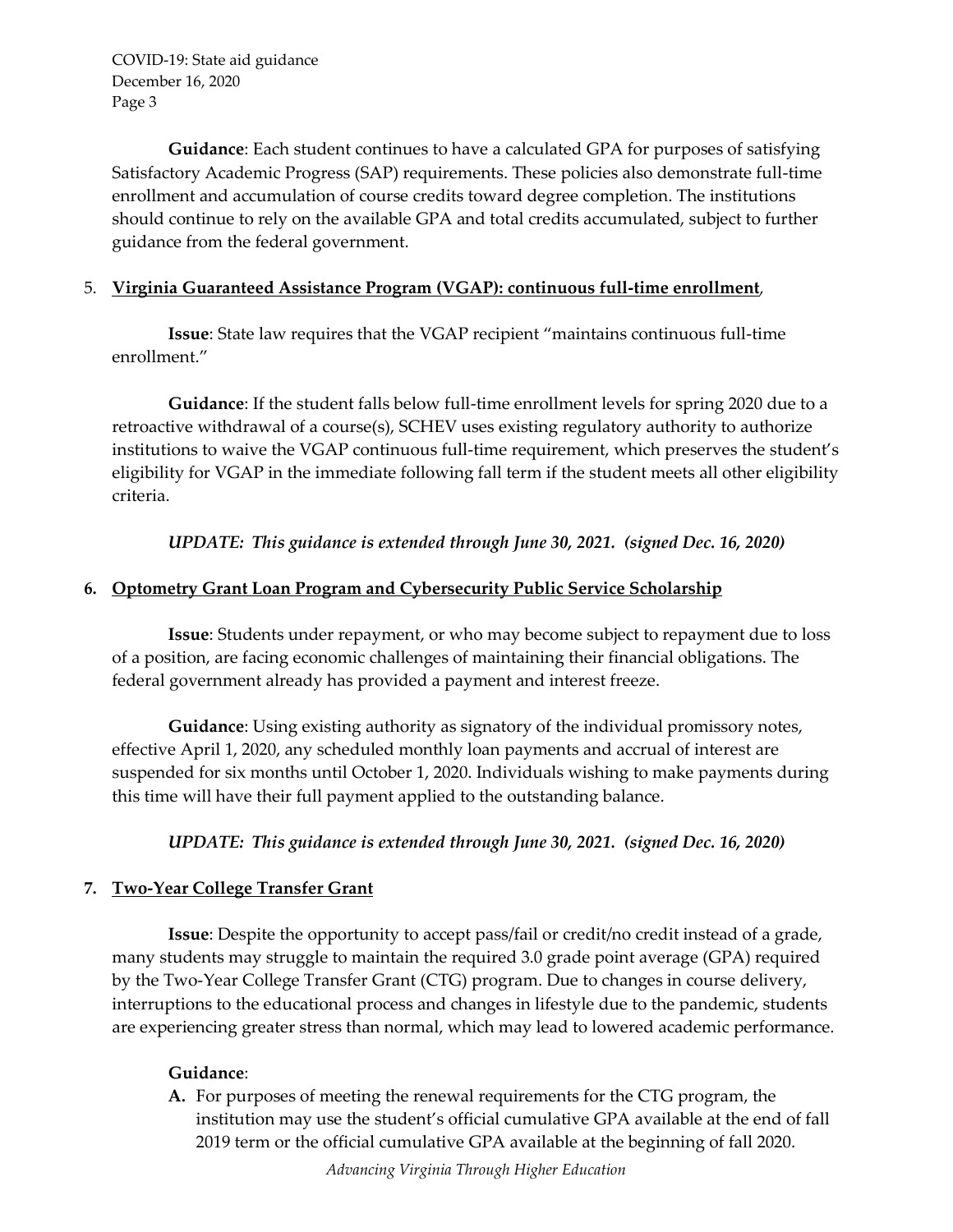**Guidance**: Each student continues to have a calculated GPA for purposes of satisfying Satisfactory Academic Progress (SAP) requirements. These policies also demonstrate full-time enrollment and accumulation of course credits toward degree completion. The institutions should continue to rely on the available GPA and total credits accumulated, subject to further guidance from the federal government.

5. **Virginia Guaranteed Assistance Program (VGAP): continuous full-time enrollment**,

**Issue**: State law requires that the VGAP recipient "maintains continuous full-time enrollment."

**Guidance**: If the student falls below full-time enrollment levels for spring 2020 due to a retroactive withdrawal of a course(s), SCHEV uses existing regulatory authority to authorize institutions to waive the VGAP continuous full-time requirement, which preserves the student's eligibility for VGAP in the immediate following fall term if the student meets all other eligibility criteria.

***UPDATE: This guidance is extended through June 30, 2021. (signed Dec. 16, 2020)***

6. **Optometry Grant Loan Program and Cybersecurity Public Service Scholarship**

**Issue**: Students under repayment, or who may become subject to repayment due to loss of a position, are facing economic challenges of maintaining their financial obligations. The federal government already has provided a payment and interest freeze.

**Guidance**: Using existing authority as signatory of the individual promissory notes, effective April 1, 2020, any scheduled monthly loan payments and accrual of interest are suspended for six months until October 1, 2020. Individuals wishing to make payments during this time will have their full payment applied to the outstanding balance.

***UPDATE: This guidance is extended through June 30, 2021. (signed Dec. 16, 2020)***

7. **Two-Year College Transfer Grant**

**Issue**: Despite the opportunity to accept pass/fail or credit/no credit instead of a grade, many students may struggle to maintain the required 3.0 grade point average (GPA) required by the Two-Year College Transfer Grant (CTG) program. Due to changes in course delivery, interruptions to the educational process and changes in lifestyle due to the pandemic, students are experiencing greater stress than normal, which may lead to lowered academic performance.

**Guidance**:

**A.** For purposes of meeting the renewal requirements for the CTG program, the institution may use the student's official cumulative GPA available at the end of fall 2019 term or the official cumulative GPA available at the beginning of fall 2020.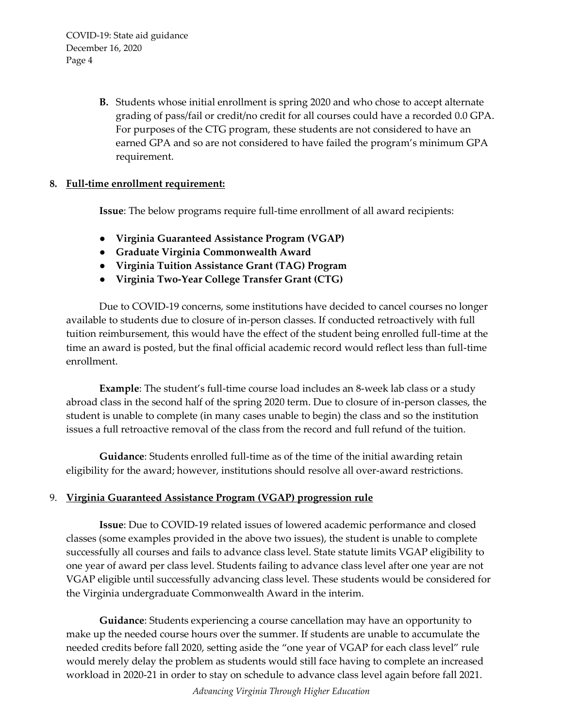B. Students whose initial enrollment is spring 2020 and who chose to accept alternate grading of pass/fail or credit/no credit for all courses could have a recorded 0.0 GPA. For purposes of the CTG program, these students are not considered to have an earned GPA and so are not considered to have failed the program's minimum GPA requirement.

## 8. Full-time enrollment requirement:

**Issue**: The below programs require full-time enrollment of all award recipients:

- **Virginia Guaranteed Assistance Program (VGAP)**
- **Graduate Virginia Commonwealth Award**
- **Virginia Tuition Assistance Grant (TAG) Program**
- **Virginia Two-Year College Transfer Grant (CTG)**

Due to COVID-19 concerns, some institutions have decided to cancel courses no longer available to students due to closure of in-person classes. If conducted retroactively with full tuition reimbursement, this would have the effect of the student being enrolled full-time at the time an award is posted, but the final official academic record would reflect less than full-time enrollment.

**Example**: The student's full-time course load includes an 8-week lab class or a study abroad class in the second half of the spring 2020 term. Due to closure of in-person classes, the student is unable to complete (in many cases unable to begin) the class and so the institution issues a full retroactive removal of the class from the record and full refund of the tuition.

**Guidance**: Students enrolled full-time as of the time of the initial awarding retain eligibility for the award; however, institutions should resolve all over-award restrictions.

## 9. Virginia Guaranteed Assistance Program (VGAP) progression rule

**Issue**: Due to COVID-19 related issues of lowered academic performance and closed classes (some examples provided in the above two issues), the student is unable to complete successfully all courses and fails to advance class level. State statute limits VGAP eligibility to one year of award per class level. Students failing to advance class level after one year are not VGAP eligible until successfully advancing class level. These students would be considered for the Virginia undergraduate Commonwealth Award in the interim.

**Guidance**: Students experiencing a course cancellation may have an opportunity to make up the needed course hours over the summer. If students are unable to accumulate the needed credits before fall 2020, setting aside the "one year of VGAP for each class level" rule would merely delay the problem as students would still face having to complete an increased workload in 2020-21 in order to stay on schedule to advance class level again before fall 2021.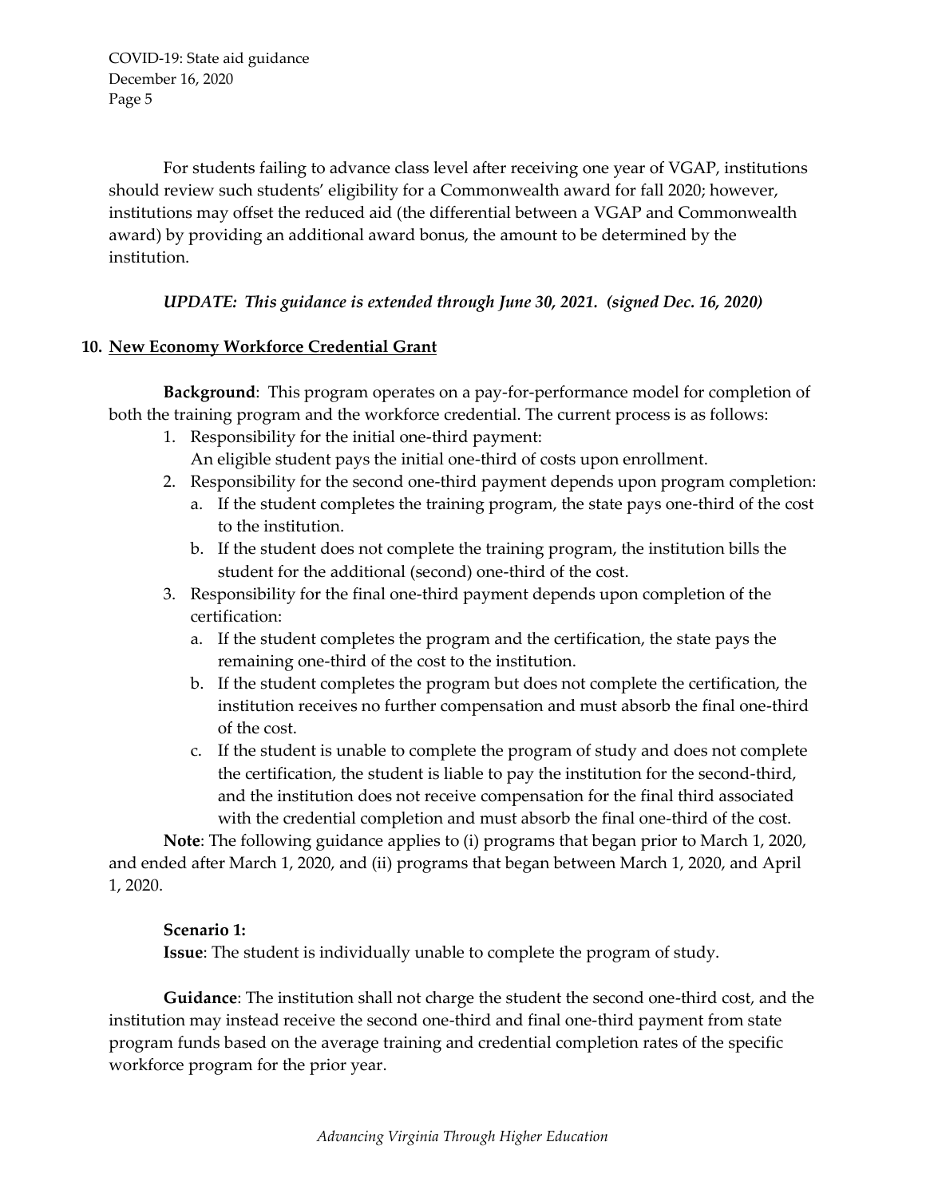For students failing to advance class level after receiving one year of VGAP, institutions should review such students' eligibility for a Commonwealth award for fall 2020; however, institutions may offset the reduced aid (the differential between a VGAP and Commonwealth award) by providing an additional award bonus, the amount to be determined by the institution.

***UPDATE: This guidance is extended through June 30, 2021. (signed Dec. 16, 2020)***

## 10. New Economy Workforce Credential Grant

**Background**: This program operates on a pay-for-performance model for completion of both the training program and the workforce credential. The current process is as follows:

1. Responsibility for the initial one-third payment:
   An eligible student pays the initial one-third of costs upon enrollment.
2. Responsibility for the second one-third payment depends upon program completion:
   a. If the student completes the training program, the state pays one-third of the cost to the institution.
   b. If the student does not complete the training program, the institution bills the student for the additional (second) one-third of the cost.
3. Responsibility for the final one-third payment depends upon completion of the certification:
   a. If the student completes the program and the certification, the state pays the remaining one-third of the cost to the institution.
   b. If the student completes the program but does not complete the certification, the institution receives no further compensation and must absorb the final one-third of the cost.
   c. If the student is unable to complete the program of study and does not complete the certification, the student is liable to pay the institution for the second-third, and the institution does not receive compensation for the final third associated with the credential completion and must absorb the final one-third of the cost.

**Note**: The following guidance applies to (i) programs that began prior to March 1, 2020, and ended after March 1, 2020, and (ii) programs that began between March 1, 2020, and April 1, 2020.

**Scenario 1:**
**Issue**: The student is individually unable to complete the program of study.

**Guidance**: The institution shall not charge the student the second one-third cost, and the institution may instead receive the second one-third and final one-third payment from state program funds based on the average training and credential completion rates of the specific workforce program for the prior year.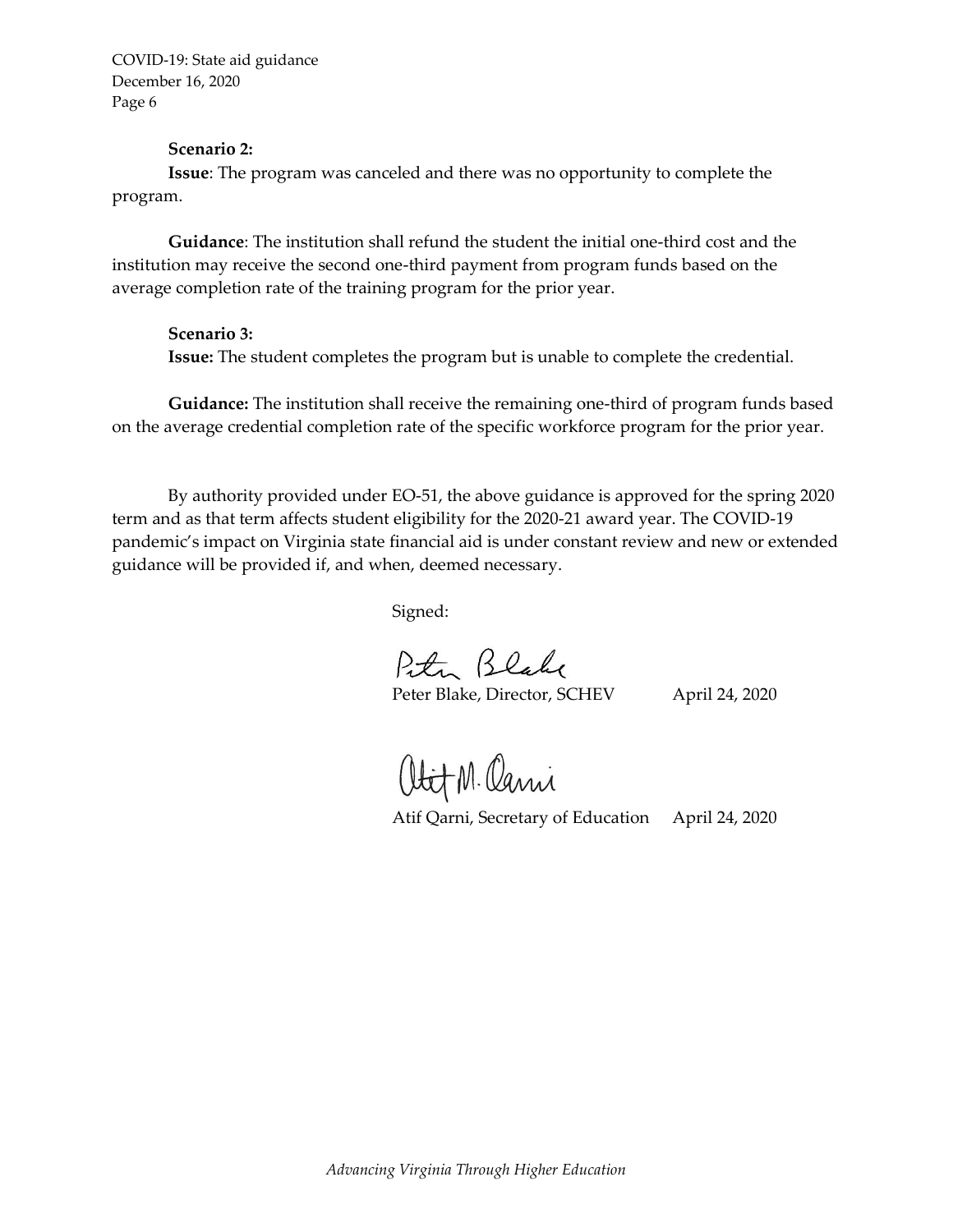**Scenario 2:**

**Issue**: The program was canceled and there was no opportunity to complete the program.

**Guidance**: The institution shall refund the student the initial one-third cost and the institution may receive the second one-third payment from program funds based on the average completion rate of the training program for the prior year.

**Scenario 3:**

**Issue:** The student completes the program but is unable to complete the credential.

**Guidance:** The institution shall receive the remaining one-third of program funds based on the average credential completion rate of the specific workforce program for the prior year.

By authority provided under EO-51, the above guidance is approved for the spring 2020 term and as that term affects student eligibility for the 2020-21 award year. The COVID-19 pandemic's impact on Virginia state financial aid is under constant review and new or extended guidance will be provided if, and when, deemed necessary.

Signed:

Peter Blake, Director, SCHEV April 24, 2020

Atif Qarni, Secretary of Education April 24, 2020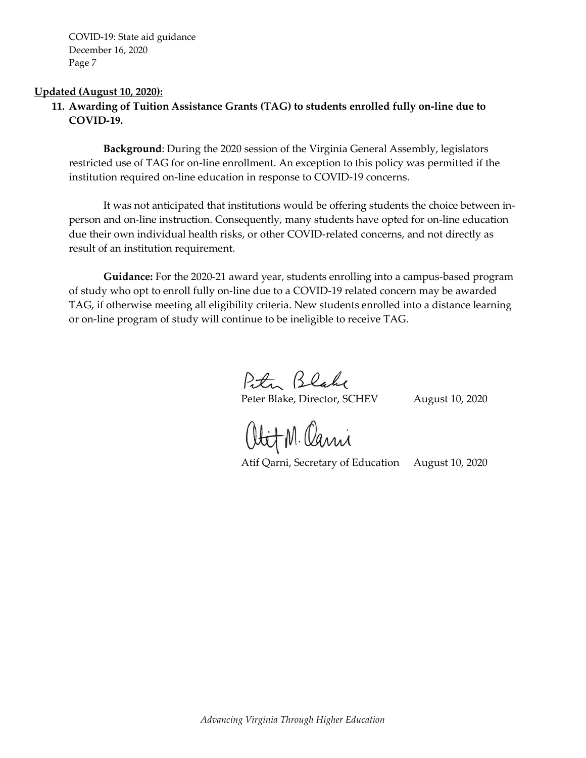**Updated (August 10, 2020):**

**11. Awarding of Tuition Assistance Grants (TAG) to students enrolled fully on-line due to COVID-19.**

**Background**: During the 2020 session of the Virginia General Assembly, legislators restricted use of TAG for on-line enrollment. An exception to this policy was permitted if the institution required on-line education in response to COVID-19 concerns.

It was not anticipated that institutions would be offering students the choice between in-person and on-line instruction. Consequently, many students have opted for on-line education due their own individual health risks, or other COVID-related concerns, and not directly as result of an institution requirement.

**Guidance:** For the 2020-21 award year, students enrolling into a campus-based program of study who opt to enroll fully on-line due to a COVID-19 related concern may be awarded TAG, if otherwise meeting all eligibility criteria. New students enrolled into a distance learning or on-line program of study will continue to be ineligible to receive TAG.

Peter Blake, Director, SCHEV August 10, 2020

Atif Qarni, Secretary of Education August 10, 2020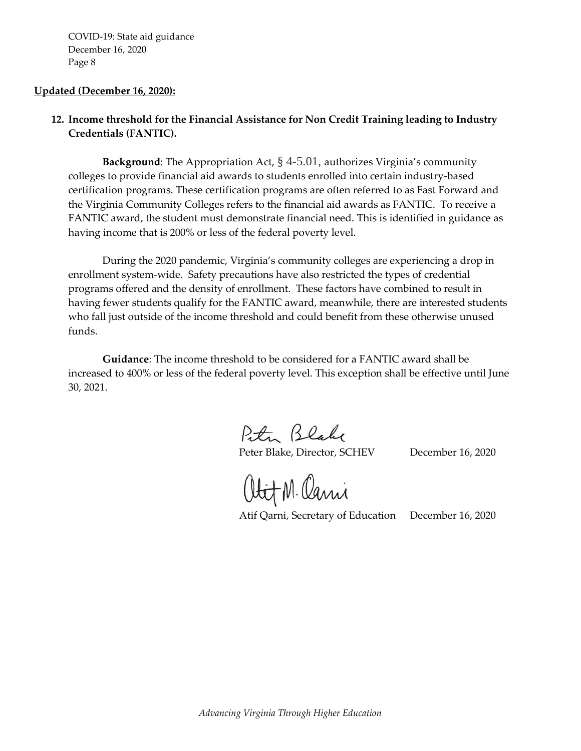**Updated (December 16, 2020):**

**12. Income threshold for the Financial Assistance for Non Credit Training leading to Industry Credentials (FANTIC).**

**Background**: The Appropriation Act, § 4-5.01, authorizes Virginia's community colleges to provide financial aid awards to students enrolled into certain industry-based certification programs. These certification programs are often referred to as Fast Forward and the Virginia Community Colleges refers to the financial aid awards as FANTIC. To receive a FANTIC award, the student must demonstrate financial need. This is identified in guidance as having income that is 200% or less of the federal poverty level.

During the 2020 pandemic, Virginia's community colleges are experiencing a drop in enrollment system-wide. Safety precautions have also restricted the types of credential programs offered and the density of enrollment. These factors have combined to result in having fewer students qualify for the FANTIC award, meanwhile, there are interested students who fall just outside of the income threshold and could benefit from these otherwise unused funds.

**Guidance**: The income threshold to be considered for a FANTIC award shall be increased to 400% or less of the federal poverty level. This exception shall be effective until June 30, 2021.

Peter Blake, Director, SCHEV December 16, 2020

Atif Qarni, Secretary of Education December 16, 2020

*Advancing Virginia Through Higher Education*